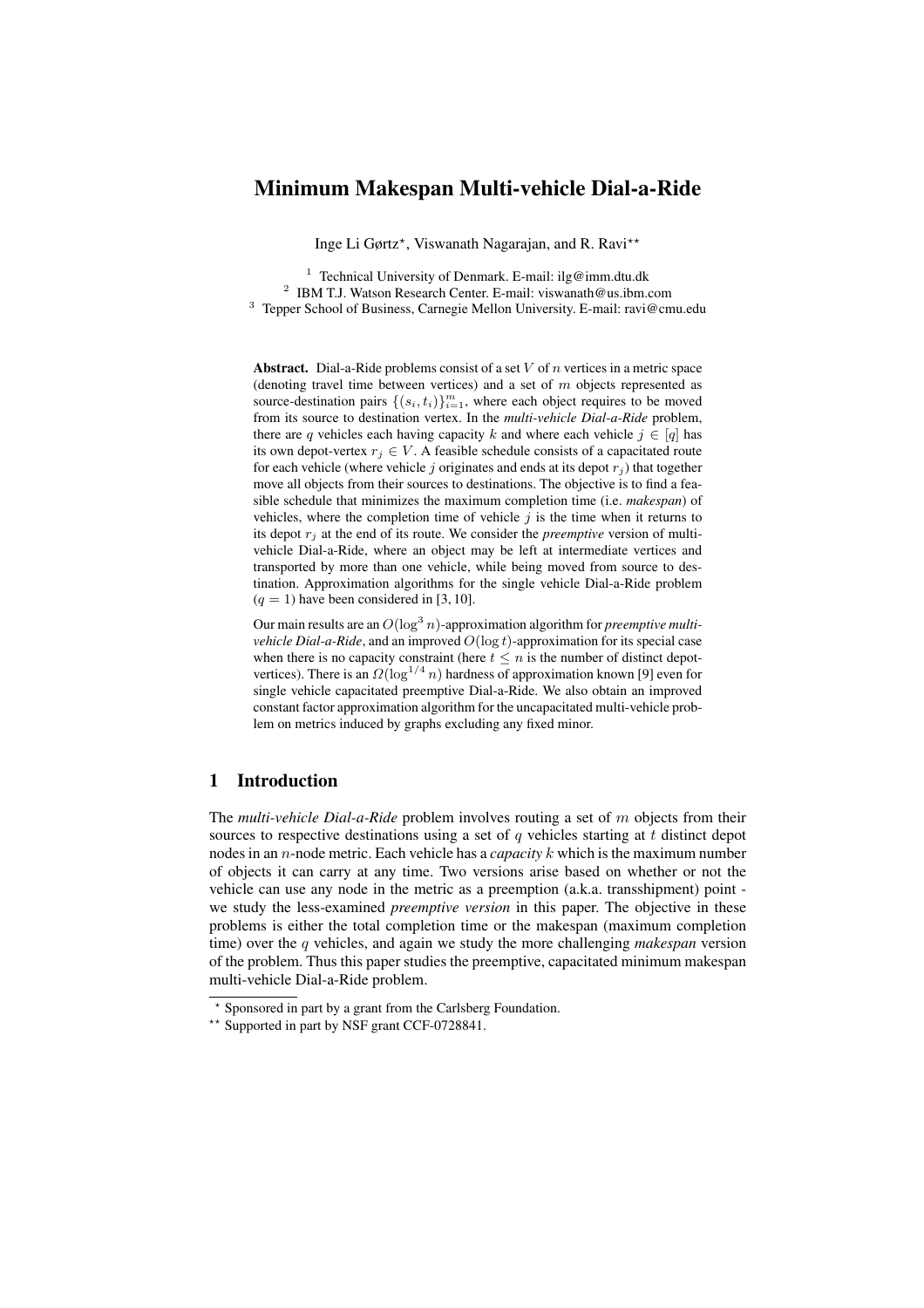# Minimum Makespan Multi-vehicle Dial-a-Ride

Inge Li Gørtz*, Viswanath Nagarajan, and R. Ravi**

[1] Technical University of Denmark. E-mail: ilg@imm.dtu.dk
[2] IBM T.J. Watson Research Center. E-mail: viswanath@us.ibm.com
[3] Tepper School of Business, Carnegie Mellon University. E-mail: ravi@cmu.edu

**Abstract.** Dial-a-Ride problems consist of a set $V$ of $n$ vertices in a metric space (denoting travel time between vertices) and a set of $m$ objects represented as source-destination pairs $\{(s_i, t_i)\}_{i=1}^m$, where each object requires to be moved from its source to destination vertex. In the *multi-vehicle Dial-a-Ride* problem, there are $q$ vehicles each having capacity $k$ and where each vehicle $j \in [q]$ has its own depot-vertex $r_j \in V$. A feasible schedule consists of a capacitated route for each vehicle (where vehicle $j$ originates and ends at its depot $r_j$) that together move all objects from their sources to destinations. The objective is to find a feasible schedule that minimizes the maximum completion time (i.e. *makespan*) of vehicles, where the completion time of vehicle $j$ is the time when it returns to its depot $r_j$ at the end of its route. We consider the *preemptive* version of multi-vehicle Dial-a-Ride, where an object may be left at intermediate vertices and transported by more than one vehicle, while being moved from source to destination. Approximation algorithms for the single vehicle Dial-a-Ride problem ($q = 1$) have been considered in [3, 10].

Our main results are an $O(\log^3 n)$-approximation algorithm for *preemptive multi-vehicle Dial-a-Ride*, and an improved $O(\log t)$-approximation for its special case when there is no capacity constraint (here $t \leq n$ is the number of distinct depot-vertices). There is an $\Omega(\log^{1/4} n)$ hardness of approximation known [9] even for single vehicle capacitated preemptive Dial-a-Ride. We also obtain an improved constant factor approximation algorithm for the uncapacitated multi-vehicle problem on metrics induced by graphs excluding any fixed minor.

## 1 Introduction

The *multi-vehicle Dial-a-Ride* problem involves routing a set of $m$ objects from their sources to respective destinations using a set of $q$ vehicles starting at $t$ distinct depot nodes in an $n$-node metric. Each vehicle has a *capacity* $k$ which is the maximum number of objects it can carry at any time. Two versions arise based on whether or not the vehicle can use any node in the metric as a preemption (a.k.a. transshipment) point - we study the less-examined *preemptive version* in this paper. The objective in these problems is either the total completion time or the makespan (maximum completion time) over the $q$ vehicles, and again we study the more challenging *makespan* version of the problem. Thus this paper studies the preemptive, capacitated minimum makespan multi-vehicle Dial-a-Ride problem.

* Sponsored in part by a grant from the Carlsberg Foundation.

** Supported in part by NSF grant CCF-0728841.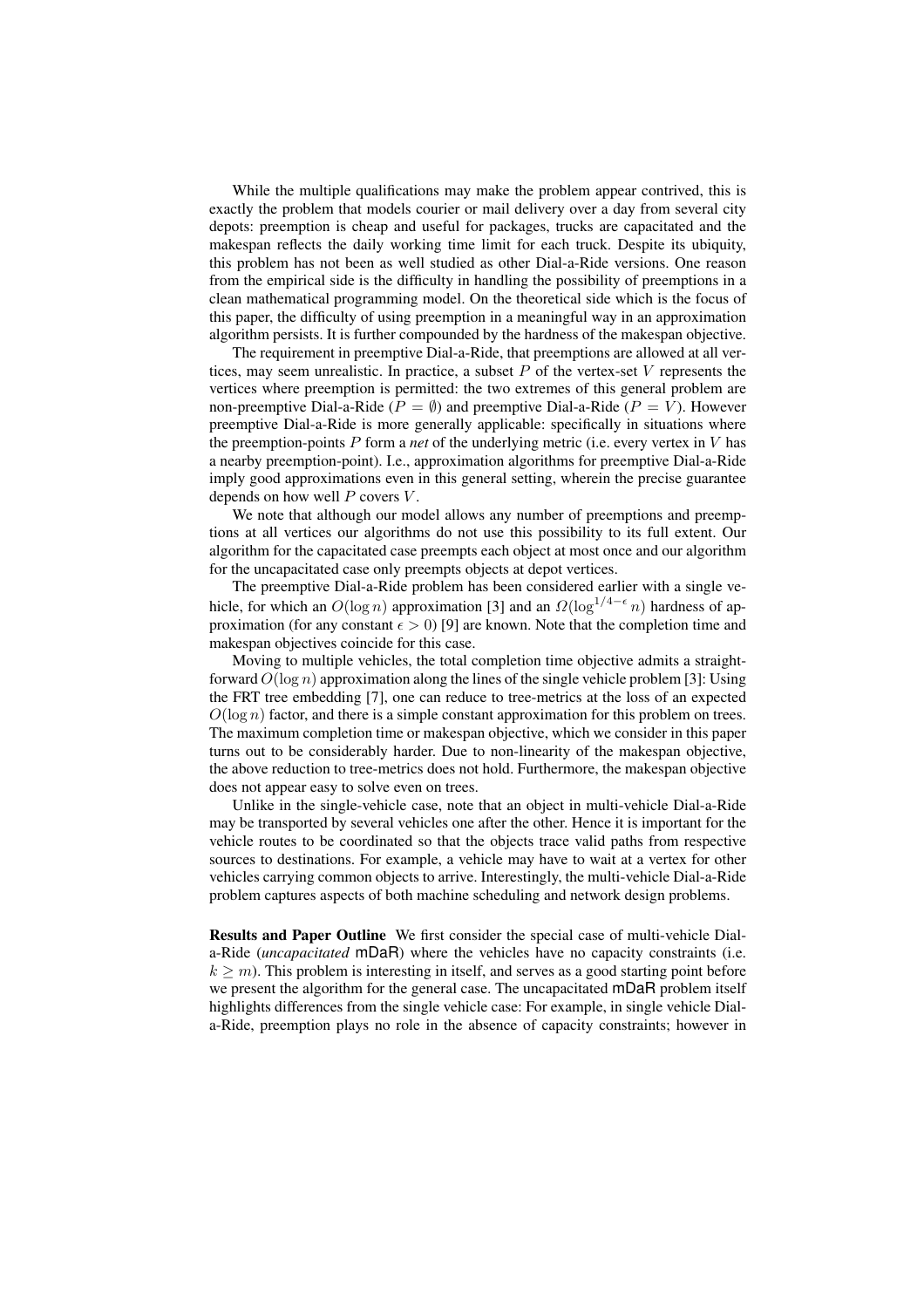While the multiple qualifications may make the problem appear contrived, this is exactly the problem that models courier or mail delivery over a day from several city depots: preemption is cheap and useful for packages, trucks are capacitated and the makespan reflects the daily working time limit for each truck. Despite its ubiquity, this problem has not been as well studied as other Dial-a-Ride versions. One reason from the empirical side is the difficulty in handling the possibility of preemptions in a clean mathematical programming model. On the theoretical side which is the focus of this paper, the difficulty of using preemption in a meaningful way in an approximation algorithm persists. It is further compounded by the hardness of the makespan objective.

The requirement in preemptive Dial-a-Ride, that preemptions are allowed at all vertices, may seem unrealistic. In practice, a subset $P$ of the vertex-set $V$ represents the vertices where preemption is permitted: the two extremes of this general problem are non-preemptive Dial-a-Ride ($P = \emptyset$) and preemptive Dial-a-Ride ($P = V$). However preemptive Dial-a-Ride is more generally applicable: specifically in situations where the preemption-points $P$ form a *net* of the underlying metric (i.e. every vertex in $V$ has a nearby preemption-point). I.e., approximation algorithms for preemptive Dial-a-Ride imply good approximations even in this general setting, wherein the precise guarantee depends on how well $P$ covers $V$.

We note that although our model allows any number of preemptions and preemptions at all vertices our algorithms do not use this possibility to its full extent. Our algorithm for the capacitated case preempts each object at most once and our algorithm for the uncapacitated case only preempts objects at depot vertices.

The preemptive Dial-a-Ride problem has been considered earlier with a single vehicle, for which an $O(\log n)$ approximation [3] and an $\Omega(\log^{1/4-\epsilon} n)$ hardness of approximation (for any constant $\epsilon > 0$) [9] are known. Note that the completion time and makespan objectives coincide for this case.

Moving to multiple vehicles, the total completion time objective admits a straightforward $O(\log n)$ approximation along the lines of the single vehicle problem [3]: Using the FRT tree embedding [7], one can reduce to tree-metrics at the loss of an expected $O(\log n)$ factor, and there is a simple constant approximation for this problem on trees. The maximum completion time or makespan objective, which we consider in this paper turns out to be considerably harder. Due to non-linearity of the makespan objective, the above reduction to tree-metrics does not hold. Furthermore, the makespan objective does not appear easy to solve even on trees.

Unlike in the single-vehicle case, note that an object in multi-vehicle Dial-a-Ride may be transported by several vehicles one after the other. Hence it is important for the vehicle routes to be coordinated so that the objects trace valid paths from respective sources to destinations. For example, a vehicle may have to wait at a vertex for other vehicles carrying common objects to arrive. Interestingly, the multi-vehicle Dial-a-Ride problem captures aspects of both machine scheduling and network design problems.

**Results and Paper Outline** We first consider the special case of multi-vehicle Dial-a-Ride (*uncapacitated* mDaR) where the vehicles have no capacity constraints (i.e. $k \geq m$). This problem is interesting in itself, and serves as a good starting point before we present the algorithm for the general case. The uncapacitated mDaR problem itself highlights differences from the single vehicle case: For example, in single vehicle Dial-a-Ride, preemption plays no role in the absence of capacity constraints; however in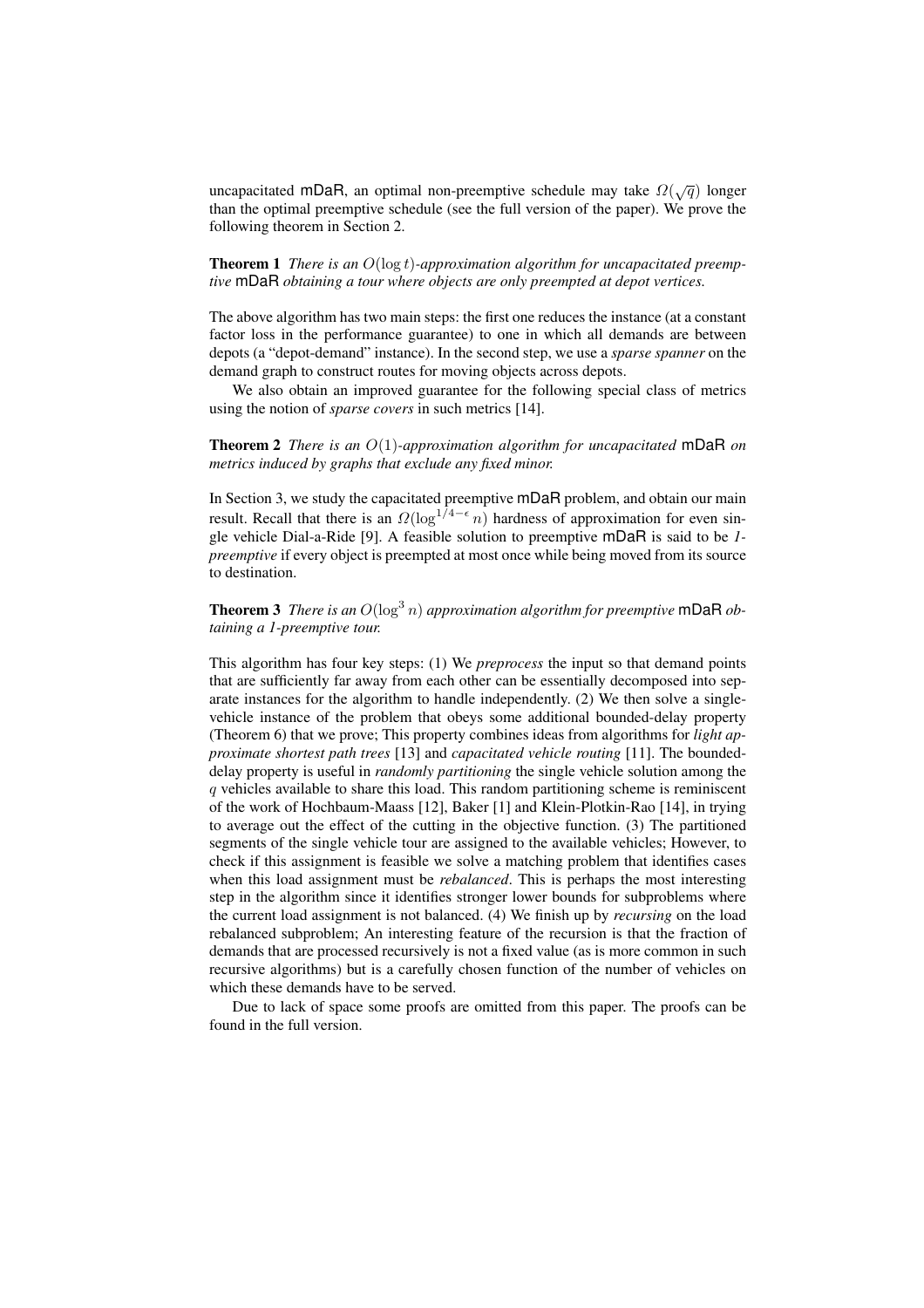uncapacitated mDaR, an optimal non-preemptive schedule may take $\Omega(\sqrt{q})$ longer than the optimal preemptive schedule (see the full version of the paper). We prove the following theorem in Section 2.

**Theorem 1** *There is an $O(\log t)$-approximation algorithm for uncapacitated preemptive* mDaR *obtaining a tour where objects are only preempted at depot vertices.*

The above algorithm has two main steps: the first one reduces the instance (at a constant factor loss in the performance guarantee) to one in which all demands are between depots (a "depot-demand" instance). In the second step, we use a *sparse spanner* on the demand graph to construct routes for moving objects across depots.

We also obtain an improved guarantee for the following special class of metrics using the notion of *sparse covers* in such metrics [14].

**Theorem 2** *There is an $O(1)$-approximation algorithm for uncapacitated* mDaR *on metrics induced by graphs that exclude any fixed minor.*

In Section 3, we study the capacitated preemptive mDaR problem, and obtain our main result. Recall that there is an $\Omega(\log^{1/4-\epsilon} n)$ hardness of approximation for even single vehicle Dial-a-Ride [9]. A feasible solution to preemptive mDaR is said to be *1-preemptive* if every object is preempted at most once while being moved from its source to destination.

**Theorem 3** *There is an $O(\log^3 n)$ approximation algorithm for preemptive* mDaR *obtaining a 1-preemptive tour.*

This algorithm has four key steps: (1) We *preprocess* the input so that demand points that are sufficiently far away from each other can be essentially decomposed into separate instances for the algorithm to handle independently. (2) We then solve a single-vehicle instance of the problem that obeys some additional bounded-delay property (Theorem 6) that we prove; This property combines ideas from algorithms for *light approximate shortest path trees* [13] and *capacitated vehicle routing* [11]. The bounded-delay property is useful in *randomly partitioning* the single vehicle solution among the $q$ vehicles available to share this load. This random partitioning scheme is reminiscent of the work of Hochbaum-Maass [12], Baker [1] and Klein-Plotkin-Rao [14], in trying to average out the effect of the cutting in the objective function. (3) The partitioned segments of the single vehicle tour are assigned to the available vehicles; However, to check if this assignment is feasible we solve a matching problem that identifies cases when this load assignment must be *rebalanced*. This is perhaps the most interesting step in the algorithm since it identifies stronger lower bounds for subproblems where the current load assignment is not balanced. (4) We finish up by *recursing* on the load rebalanced subproblem; An interesting feature of the recursion is that the fraction of demands that are processed recursively is not a fixed value (as is more common in such recursive algorithms) but is a carefully chosen function of the number of vehicles on which these demands have to be served.

Due to lack of space some proofs are omitted from this paper. The proofs can be found in the full version.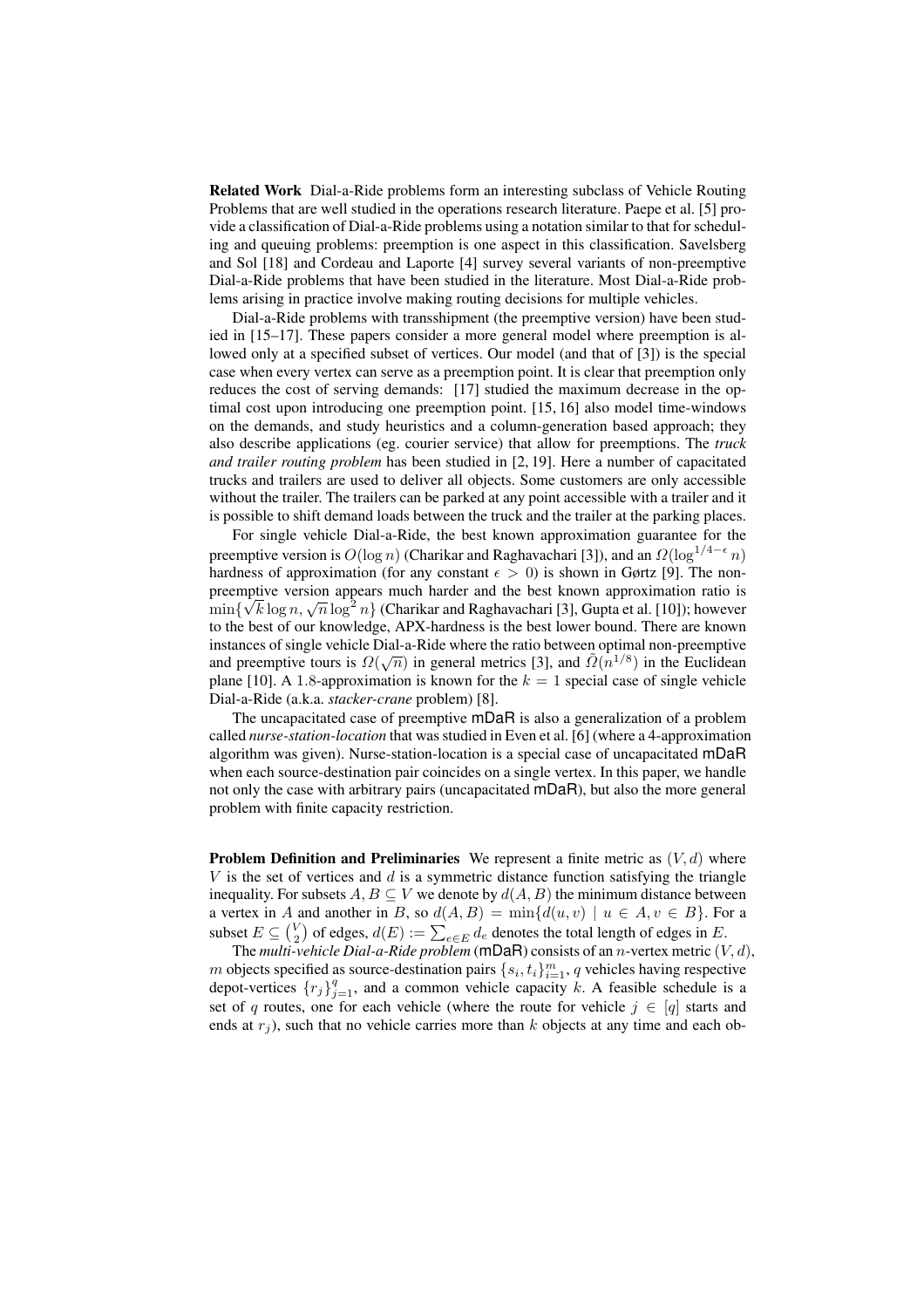**Related Work** Dial-a-Ride problems form an interesting subclass of Vehicle Routing Problems that are well studied in the operations research literature. Paepe et al. [5] provide a classification of Dial-a-Ride problems using a notation similar to that for scheduling and queuing problems: preemption is one aspect in this classification. Savelsberg and Sol [18] and Cordeau and Laporte [4] survey several variants of non-preemptive Dial-a-Ride problems that have been studied in the literature. Most Dial-a-Ride problems arising in practice involve making routing decisions for multiple vehicles.

Dial-a-Ride problems with transshipment (the preemptive version) have been studied in [15–17]. These papers consider a more general model where preemption is allowed only at a specified subset of vertices. Our model (and that of [3]) is the special case when every vertex can serve as a preemption point. It is clear that preemption only reduces the cost of serving demands: [17] studied the maximum decrease in the optimal cost upon introducing one preemption point. [15, 16] also model time-windows on the demands, and study heuristics and a column-generation based approach; they also describe applications (eg. courier service) that allow for preemptions. The *truck and trailer routing problem* has been studied in [2, 19]. Here a number of capacitated trucks and trailers are used to deliver all objects. Some customers are only accessible without the trailer. The trailers can be parked at any point accessible with a trailer and it is possible to shift demand loads between the truck and the trailer at the parking places.

For single vehicle Dial-a-Ride, the best known approximation guarantee for the preemptive version is $O(\log n)$ (Charikar and Raghavachari [3]), and an $\Omega(\log^{1/4-\epsilon} n)$ hardness of approximation (for any constant $\epsilon > 0$) is shown in Gørtz [9]. The non-preemptive version appears much harder and the best known approximation ratio is $\min\{\sqrt{k}\log n, \sqrt{n}\log^2 n\}$ (Charikar and Raghavachari [3], Gupta et al. [10]); however to the best of our knowledge, APX-hardness is the best lower bound. There are known instances of single vehicle Dial-a-Ride where the ratio between optimal non-preemptive and preemptive tours is $\Omega(\sqrt{n})$ in general metrics [3], and $\tilde{\Omega}(n^{1/8})$ in the Euclidean plane [10]. A 1.8-approximation is known for the $k = 1$ special case of single vehicle Dial-a-Ride (a.k.a. *stacker-crane* problem) [8].

The uncapacitated case of preemptive mDaR is also a generalization of a problem called *nurse-station-location* that was studied in Even et al. [6] (where a 4-approximation algorithm was given). Nurse-station-location is a special case of uncapacitated mDaR when each source-destination pair coincides on a single vertex. In this paper, we handle not only the case with arbitrary pairs (uncapacitated mDaR), but also the more general problem with finite capacity restriction.

**Problem Definition and Preliminaries** We represent a finite metric as $(V, d)$ where $V$ is the set of vertices and $d$ is a symmetric distance function satisfying the triangle inequality. For subsets $A, B \subseteq V$ we denote by $d(A, B)$ the minimum distance between a vertex in $A$ and another in $B$, so $d(A, B) = \min\{d(u, v) \mid u \in A, v \in B\}$. For a subset $E \subseteq \binom{V}{2}$ of edges, $d(E) := \sum_{e\in E} d_e$ denotes the total length of edges in $E$.

The *multi-vehicle Dial-a-Ride problem* (mDaR) consists of an $n$-vertex metric $(V, d)$, $m$ objects specified as source-destination pairs $\{s_i, t_i\}_{i=1}^m$, $q$ vehicles having respective depot-vertices $\{r_j\}_{j=1}^q$, and a common vehicle capacity $k$. A feasible schedule is a set of $q$ routes, one for each vehicle (where the route for vehicle $j \in [q]$ starts and ends at $r_j$), such that no vehicle carries more than $k$ objects at any time and each ob-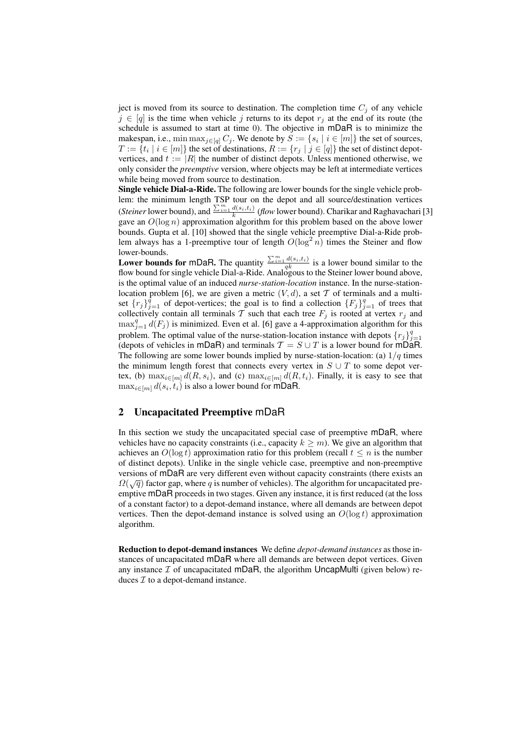ject is moved from its source to destination. The completion time $C_j$ of any vehicle $j \in [q]$ is the time when vehicle $j$ returns to its depot $r_j$ at the end of its route (the schedule is assumed to start at time 0). The objective in mDaR is to minimize the makespan, i.e., $\min \max_{j\in[q]} C_j$. We denote by $S := \{s_i \mid i \in [m]\}$ the set of sources, $T := \{t_i \mid i \in [m]\}$ the set of destinations, $R := \{r_j \mid j \in [q]\}$ the set of distinct depot-vertices, and $t := |R|$ the number of distinct depots. Unless mentioned otherwise, we only consider the *preemptive* version, where objects may be left at intermediate vertices while being moved from source to destination.

**Single vehicle Dial-a-Ride.** The following are lower bounds for the single vehicle problem: the minimum length TSP tour on the depot and all source/destination vertices (*Steiner* lower bound), and $\frac{\sum_{i=1}^{m} d(s_i,t_i)}{k}$ (*flow* lower bound). Charikar and Raghavachari [3] gave an $O(\log n)$ approximation algorithm for this problem based on the above lower bounds. Gupta et al. [10] showed that the single vehicle preemptive Dial-a-Ride problem always has a 1-preemptive tour of length $O(\log^2 n)$ times the Steiner and flow lower-bounds.

**Lower bounds for mDaR.** The quantity $\frac{\sum_{i=1}^{m} d(s_i,t_i)}{qk}$ is a lower bound similar to the flow bound for single vehicle Dial-a-Ride. Analogous to the Steiner lower bound above, is the optimal value of an induced *nurse-station-location* instance. In the nurse-station-location problem [6], we are given a metric $(V, d)$, a set $\mathcal{T}$ of terminals and a multi-set $\{r_j\}_{j=1}^{q}$ of depot-vertices; the goal is to find a collection $\{F_j\}_{j=1}^{q}$ of trees that collectively contain all terminals $\mathcal{T}$ such that each tree $F_j$ is rooted at vertex $r_j$ and $\max_{j=1}^{q} d(F_j)$ is minimized. Even et al. [6] gave a 4-approximation algorithm for this problem. The optimal value of the nurse-station-location instance with depots $\{r_j\}_{j=1}^{q}$ (depots of vehicles in mDaR) and terminals $\mathcal{T} = S \cup T$ is a lower bound for mDaR. The following are some lower bounds implied by nurse-station-location: (a) $1/q$ times the minimum length forest that connects every vertex in $S \cup T$ to some depot vertex, (b) $\max_{i\in[m]} d(R, s_i)$, and (c) $\max_{i\in[m]} d(R, t_i)$. Finally, it is easy to see that $\max_{i\in[m]} d(s_i, t_i)$ is also a lower bound for mDaR.

## 2 Uncapacitated Preemptive mDaR

In this section we study the uncapacitated special case of preemptive mDaR, where vehicles have no capacity constraints (i.e., capacity $k \geq m$). We give an algorithm that achieves an $O(\log t)$ approximation ratio for this problem (recall $t \leq n$ is the number of distinct depots). Unlike in the single vehicle case, preemptive and non-preemptive versions of mDaR are very different even without capacity constraints (there exists an $\Omega(\sqrt{q})$ factor gap, where $q$ is number of vehicles). The algorithm for uncapacitated preemptive mDaR proceeds in two stages. Given any instance, it is first reduced (at the loss of a constant factor) to a depot-demand instance, where all demands are between depot vertices. Then the depot-demand instance is solved using an $O(\log t)$ approximation algorithm.

**Reduction to depot-demand instances** We define *depot-demand instances* as those instances of uncapacitated mDaR where all demands are between depot vertices. Given any instance $\mathcal{I}$ of uncapacitated mDaR, the algorithm UncapMulti (given below) reduces $\mathcal{I}$ to a depot-demand instance.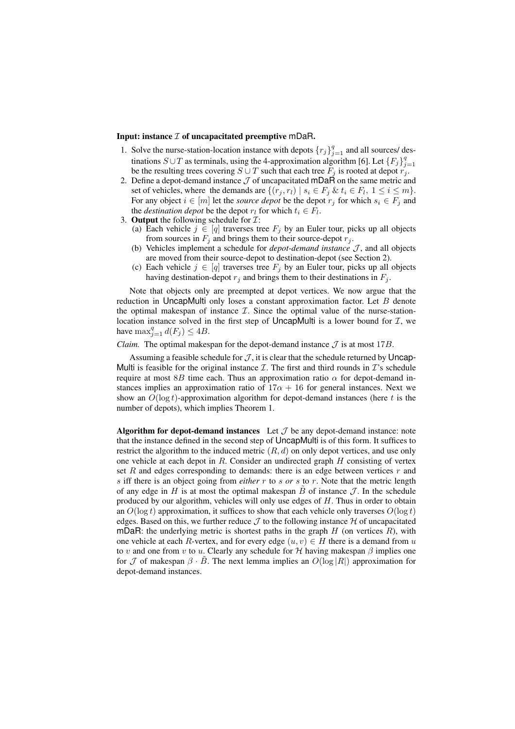**Input: instance $\mathcal{I}$ of uncapacitated preemptive mDaR.**

1. Solve the nurse-station-location instance with depots $\{r_j\}_{j=1}^q$ and all sources/ destinations $S \cup T$ as terminals, using the 4-approximation algorithm [6]. Let $\{F_j\}_{j=1}^q$ be the resulting trees covering $S \cup T$ such that each tree $F_j$ is rooted at depot $r_j$.
2. Define a depot-demand instance $\mathcal{J}$ of uncapacitated mDaR on the same metric and set of vehicles, where the demands are $\{(r_j, r_l) \mid s_i \in F_j \;\&\; t_i \in F_l,\ 1 \leq i \leq m\}$. For any object $i \in [m]$ let the *source depot* be the depot $r_j$ for which $s_i \in F_j$ and the *destination depot* be the depot $r_l$ for which $t_i \in F_l$.
3. **Output** the following schedule for $\mathcal{I}$:
   (a) Each vehicle $j \in [q]$ traverses tree $F_j$ by an Euler tour, picks up all objects from sources in $F_j$ and brings them to their source-depot $r_j$.
   (b) Vehicles implement a schedule for *depot-demand instance* $\mathcal{J}$, and all objects are moved from their source-depot to destination-depot (see Section 2).
   (c) Each vehicle $j \in [q]$ traverses tree $F_j$ by an Euler tour, picks up all objects having destination-depot $r_j$ and brings them to their destinations in $F_j$.

Note that objects only are preempted at depot vertices. We now argue that the reduction in UncapMulti only loses a constant approximation factor. Let $B$ denote the optimal makespan of instance $\mathcal{I}$. Since the optimal value of the nurse-station-location instance solved in the first step of UncapMulti is a lower bound for $\mathcal{I}$, we have $\max_{j=1}^q d(F_j) \leq 4B$.

*Claim.* The optimal makespan for the depot-demand instance $\mathcal{J}$ is at most $17B$.

Assuming a feasible schedule for $\mathcal{J}$, it is clear that the schedule returned by UncapMulti is feasible for the original instance $\mathcal{I}$. The first and third rounds in $\mathcal{I}$'s schedule require at most $8B$ time each. Thus an approximation ratio $\alpha$ for depot-demand instances implies an approximation ratio of $17\alpha + 16$ for general instances. Next we show an $O(\log t)$-approximation algorithm for depot-demand instances (here $t$ is the number of depots), which implies Theorem 1.

**Algorithm for depot-demand instances** Let $\mathcal{J}$ be any depot-demand instance: note that the instance defined in the second step of UncapMulti is of this form. It suffices to restrict the algorithm to the induced metric $(R, d)$ on only depot vertices, and use only one vehicle at each depot in $R$. Consider an undirected graph $H$ consisting of vertex set $R$ and edges corresponding to demands: there is an edge between vertices $r$ and $s$ iff there is an object going from *either* $r$ to $s$ *or* $s$ to $r$. Note that the metric length of any edge in $H$ is at most the optimal makespan $\tilde{B}$ of instance $\mathcal{J}$. In the schedule produced by our algorithm, vehicles will only use edges of $H$. Thus in order to obtain an $O(\log t)$ approximation, it suffices to show that each vehicle only traverses $O(\log t)$ edges. Based on this, we further reduce $\mathcal{J}$ to the following instance $\mathcal{H}$ of uncapacitated mDaR: the underlying metric is shortest paths in the graph $H$ (on vertices $R$), with one vehicle at each $R$-vertex, and for every edge $(u, v) \in H$ there is a demand from $u$ to $v$ and one from $v$ to $u$. Clearly any schedule for $\mathcal{H}$ having makespan $\beta$ implies one for $\mathcal{J}$ of makespan $\beta \cdot \tilde{B}$. The next lemma implies an $O(\log |R|)$ approximation for depot-demand instances.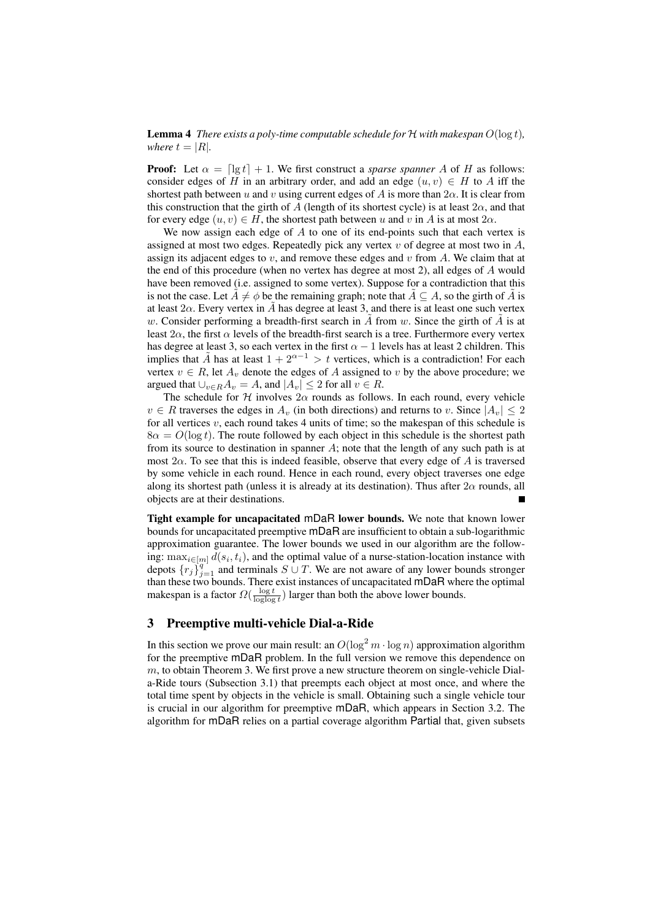**Lemma 4** *There exists a poly-time computable schedule for $\mathcal{H}$ with makespan $O(\log t)$, where $t = |R|$.*

**Proof:** Let $\alpha = \lceil \lg t \rceil + 1$. We first construct a *sparse spanner* $A$ of $H$ as follows: consider edges of $H$ in an arbitrary order, and add an edge $(u, v) \in H$ to $A$ iff the shortest path between $u$ and $v$ using current edges of $A$ is more than $2\alpha$. It is clear from this construction that the girth of $A$ (length of its shortest cycle) is at least $2\alpha$, and that for every edge $(u, v) \in H$, the shortest path between $u$ and $v$ in $A$ is at most $2\alpha$.

We now assign each edge of $A$ to one of its end-points such that each vertex is assigned at most two edges. Repeatedly pick any vertex $v$ of degree at most two in $A$, assign its adjacent edges to $v$, and remove these edges and $v$ from $A$. We claim that at the end of this procedure (when no vertex has degree at most 2), all edges of $A$ would have been removed (i.e. assigned to some vertex). Suppose for a contradiction that this is not the case. Let $\tilde{A} \neq \phi$ be the remaining graph; note that $\tilde{A} \subseteq A$, so the girth of $\tilde{A}$ is at least $2\alpha$. Every vertex in $\tilde{A}$ has degree at least 3, and there is at least one such vertex $w$. Consider performing a breadth-first search in $\tilde{A}$ from $w$. Since the girth of $\tilde{A}$ is at least $2\alpha$, the first $\alpha$ levels of the breadth-first search is a tree. Furthermore every vertex has degree at least 3, so each vertex in the first $\alpha - 1$ levels has at least 2 children. This implies that $\tilde{A}$ has at least $1 + 2^{\alpha-1} > t$ vertices, which is a contradiction! For each vertex $v \in R$, let $A_v$ denote the edges of $A$ assigned to $v$ by the above procedure; we argued that $\cup_{v \in R} A_v = A$, and $|A_v| \leq 2$ for all $v \in R$.

The schedule for $\mathcal{H}$ involves $2\alpha$ rounds as follows. In each round, every vehicle $v \in R$ traverses the edges in $A_v$ (in both directions) and returns to $v$. Since $|A_v| \leq 2$ for all vertices $v$, each round takes 4 units of time; so the makespan of this schedule is $8\alpha = O(\log t)$. The route followed by each object in this schedule is the shortest path from its source to destination in spanner $A$; note that the length of any such path is at most $2\alpha$. To see that this is indeed feasible, observe that every edge of $A$ is traversed by some vehicle in each round. Hence in each round, every object traverses one edge along its shortest path (unless it is already at its destination). Thus after $2\alpha$ rounds, all objects are at their destinations. ■

**Tight example for uncapacitated mDaR lower bounds.** We note that known lower bounds for uncapacitated preemptive mDaR are insufficient to obtain a sub-logarithmic approximation guarantee. The lower bounds we used in our algorithm are the following: $\max_{i \in [m]} d(s_i, t_i)$, and the optimal value of a nurse-station-location instance with depots $\{r_j\}_{j=1}^{q}$ and terminals $S \cup T$. We are not aware of any lower bounds stronger than these two bounds. There exist instances of uncapacitated mDaR where the optimal makespan is a factor $\Omega(\frac{\log t}{\log \log t})$ larger than both the above lower bounds.

## 3 Preemptive multi-vehicle Dial-a-Ride

In this section we prove our main result: an $O(\log^2 m \cdot \log n)$ approximation algorithm for the preemptive mDaR problem. In the full version we remove this dependence on $m$, to obtain Theorem 3. We first prove a new structure theorem on single-vehicle Dial-a-Ride tours (Subsection 3.1) that preempts each object at most once, and where the total time spent by objects in the vehicle is small. Obtaining such a single vehicle tour is crucial in our algorithm for preemptive mDaR, which appears in Section 3.2. The algorithm for mDaR relies on a partial coverage algorithm Partial that, given subsets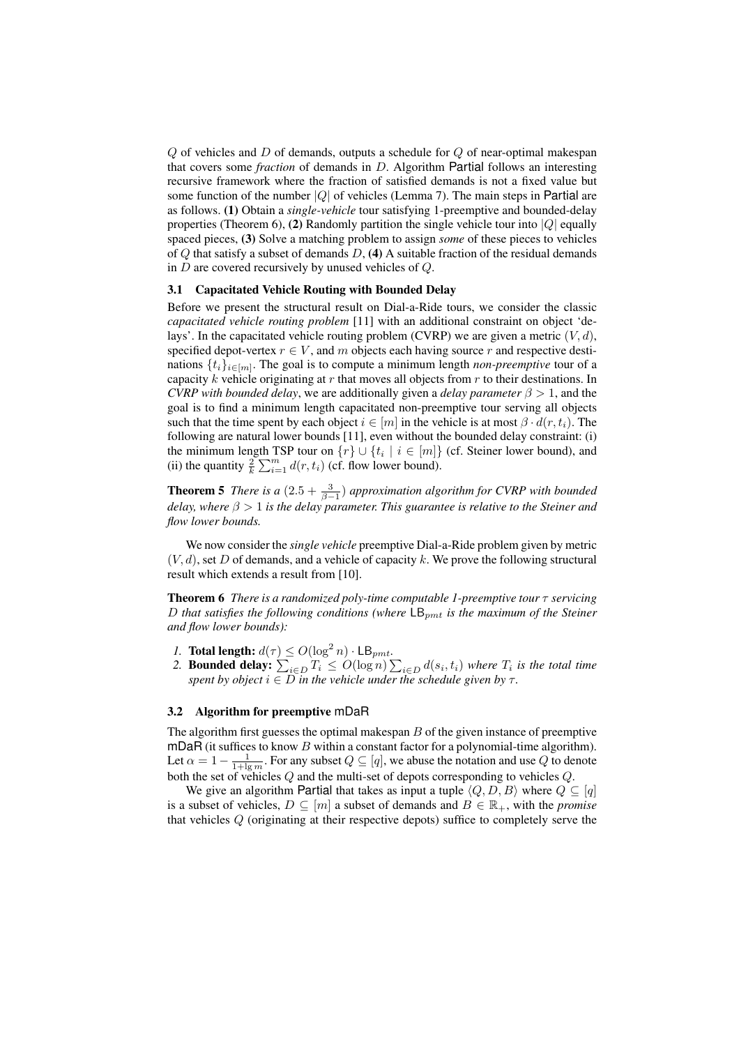$Q$ of vehicles and $D$ of demands, outputs a schedule for $Q$ of near-optimal makespan that covers some *fraction* of demands in $D$. Algorithm Partial follows an interesting recursive framework where the fraction of satisfied demands is not a fixed value but some function of the number $|Q|$ of vehicles (Lemma 7). The main steps in Partial are as follows. **(1)** Obtain a *single-vehicle* tour satisfying 1-preemptive and bounded-delay properties (Theorem 6), **(2)** Randomly partition the single vehicle tour into $|Q|$ equally spaced pieces, **(3)** Solve a matching problem to assign *some* of these pieces to vehicles of $Q$ that satisfy a subset of demands $D$, **(4)** A suitable fraction of the residual demands in $D$ are covered recursively by unused vehicles of $Q$.

### 3.1 Capacitated Vehicle Routing with Bounded Delay

Before we present the structural result on Dial-a-Ride tours, we consider the classic *capacitated vehicle routing problem* [11] with an additional constraint on object 'delays'. In the capacitated vehicle routing problem (CVRP) we are given a metric $(V, d)$, specified depot-vertex $r \in V$, and $m$ objects each having source $r$ and respective destinations $\{t_i\}_{i \in [m]}$. The goal is to compute a minimum length *non-preemptive* tour of a capacity $k$ vehicle originating at $r$ that moves all objects from $r$ to their destinations. In *CVRP with bounded delay*, we are additionally given a *delay parameter* $\beta > 1$, and the goal is to find a minimum length capacitated non-preemptive tour serving all objects such that the time spent by each object $i \in [m]$ in the vehicle is at most $\beta \cdot d(r, t_i)$. The following are natural lower bounds [11], even without the bounded delay constraint: (i) the minimum length TSP tour on $\{r\} \cup \{t_i \mid i \in [m]\}$ (cf. Steiner lower bound), and (ii) the quantity $\frac{2}{k} \sum_{i=1}^{m} d(r, t_i)$ (cf. flow lower bound).

**Theorem 5** *There is a $(2.5 + \frac{3}{\beta - 1})$ approximation algorithm for CVRP with bounded delay, where $\beta > 1$ is the delay parameter. This guarantee is relative to the Steiner and flow lower bounds.*

We now consider the *single vehicle* preemptive Dial-a-Ride problem given by metric $(V, d)$, set $D$ of demands, and a vehicle of capacity $k$. We prove the following structural result which extends a result from [10].

**Theorem 6** *There is a randomized poly-time computable 1-preemptive tour $\tau$ servicing $D$ that satisfies the following conditions (where $\mathsf{LB}_{pmt}$ is the maximum of the Steiner and flow lower bounds):*

1. **Total length:** $d(\tau) \leq O(\log^2 n) \cdot \mathsf{LB}_{pmt}$.
2. **Bounded delay:** $\sum_{i \in D} T_i \leq O(\log n) \sum_{i \in D} d(s_i, t_i)$ *where $T_i$ is the total time spent by object $i \in D$ in the vehicle under the schedule given by $\tau$.*

### 3.2 Algorithm for preemptive mDaR

The algorithm first guesses the optimal makespan $B$ of the given instance of preemptive mDaR (it suffices to know $B$ within a constant factor for a polynomial-time algorithm). Let $\alpha = 1 - \frac{1}{1 + \lg m}$. For any subset $Q \subseteq [q]$, we abuse the notation and use $Q$ to denote both the set of vehicles $Q$ and the multi-set of depots corresponding to vehicles $Q$.

We give an algorithm Partial that takes as input a tuple $\langle Q, D, B \rangle$ where $Q \subseteq [q]$ is a subset of vehicles, $D \subseteq [m]$ a subset of demands and $B \in \mathbb{R}_+$, with the *promise* that vehicles $Q$ (originating at their respective depots) suffice to completely serve the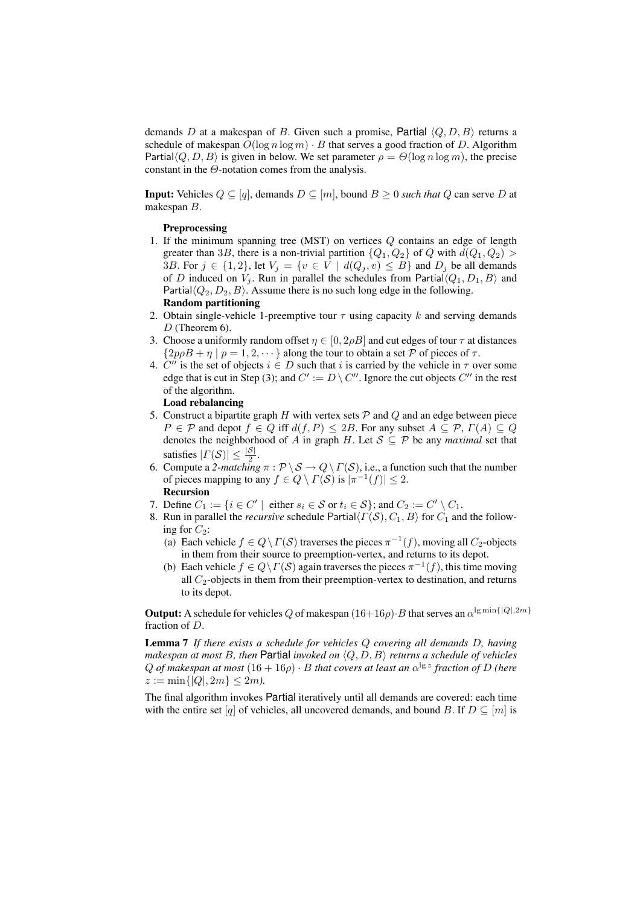demands $D$ at a makespan of $B$. Given such a promise, Partial $\langle Q, D, B\rangle$ returns a schedule of makespan $O(\log n \log m) \cdot B$ that serves a good fraction of $D$. Algorithm Partial$\langle Q, D, B\rangle$ is given in below. We set parameter $\rho = \Theta(\log n \log m)$, the precise constant in the $\Theta$-notation comes from the analysis.

**Input:** Vehicles $Q \subseteq [q]$, demands $D \subseteq [m]$, bound $B \geq 0$ *such that* $Q$ can serve $D$ at makespan $B$.

**Preprocessing**

1. If the minimum spanning tree (MST) on vertices $Q$ contains an edge of length greater than $3B$, there is a non-trivial partition $\{Q_1, Q_2\}$ of $Q$ with $d(Q_1, Q_2) > 3B$. For $j \in \{1, 2\}$, let $V_j = \{v \in V \mid d(Q_j, v) \leq B\}$ and $D_j$ be all demands of $D$ induced on $V_j$. Run in parallel the schedules from Partial$\langle Q_1, D_1, B\rangle$ and Partial$\langle Q_2, D_2, B\rangle$. Assume there is no such long edge in the following.

**Random partitioning**

2. Obtain single-vehicle 1-preemptive tour $\tau$ using capacity $k$ and serving demands $D$ (Theorem 6).
3. Choose a uniformly random offset $\eta \in [0, 2\rho B]$ and cut edges of tour $\tau$ at distances $\{2p\rho B + \eta \mid p = 1, 2, \cdots\}$ along the tour to obtain a set $\mathcal{P}$ of pieces of $\tau$.
4. $C''$ is the set of objects $i \in D$ such that $i$ is carried by the vehicle in $\tau$ over some edge that is cut in Step (3); and $C' := D \setminus C''$. Ignore the cut objects $C''$ in the rest of the algorithm.

**Load rebalancing**

5. Construct a bipartite graph $H$ with vertex sets $\mathcal{P}$ and $Q$ and an edge between piece $P \in \mathcal{P}$ and depot $f \in Q$ iff $d(f, P) \leq 2B$. For any subset $A \subseteq \mathcal{P}$, $\Gamma(A) \subseteq Q$ denotes the neighborhood of $A$ in graph $H$. Let $\mathcal{S} \subseteq \mathcal{P}$ be any *maximal* set that satisfies $|\Gamma(\mathcal{S})| \leq \frac{|\mathcal{S}|}{2}$.
6. Compute a *2-matching* $\pi : \mathcal{P} \setminus \mathcal{S} \to Q \setminus \Gamma(\mathcal{S})$, i.e., a function such that the number of pieces mapping to any $f \in Q \setminus \Gamma(\mathcal{S})$ is $|\pi^{-1}(f)| \leq 2$.

**Recursion**

7. Define $C_1 := \{i \in C' \mid \text{ either } s_i \in \mathcal{S} \text{ or } t_i \in \mathcal{S}\}$; and $C_2 := C' \setminus C_1$.
8. Run in parallel the *recursive* schedule Partial$\langle \Gamma(\mathcal{S}), C_1, B\rangle$ for $C_1$ and the following for $C_2$:
   (a) Each vehicle $f \in Q \setminus \Gamma(\mathcal{S})$ traverses the pieces $\pi^{-1}(f)$, moving all $C_2$-objects in them from their source to preemption-vertex, and returns to its depot.
   (b) Each vehicle $f \in Q \setminus \Gamma(\mathcal{S})$ again traverses the pieces $\pi^{-1}(f)$, this time moving all $C_2$-objects in them from their preemption-vertex to destination, and returns to its depot.

**Output:** A schedule for vehicles $Q$ of makespan $(16+16\rho) \cdot B$ that serves an $\alpha^{\lg \min\{|Q|, 2m\}}$ fraction of $D$.

**Lemma 7** *If there exists a schedule for vehicles $Q$ covering all demands $D$, having makespan at most $B$, then* Partial *invoked on $\langle Q, D, B\rangle$ returns a schedule of vehicles $Q$ of makespan at most $(16 + 16\rho) \cdot B$ that covers at least an $\alpha^{\lg z}$ fraction of $D$ (here $z := \min\{|Q|, 2m\} \leq 2m$).*

The final algorithm invokes Partial iteratively until all demands are covered: each time with the entire set $[q]$ of vehicles, all uncovered demands, and bound $B$. If $D \subseteq [m]$ is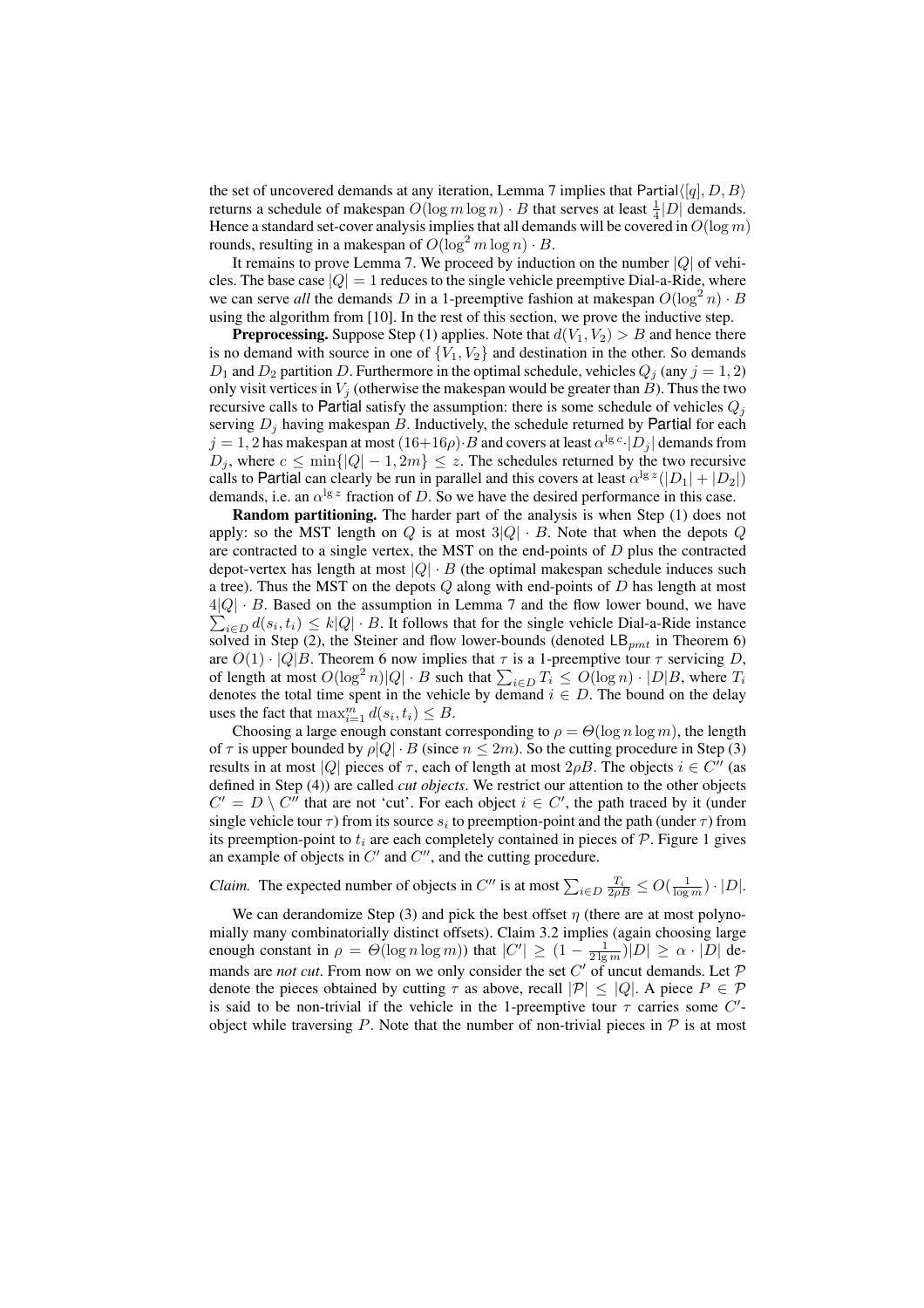the set of uncovered demands at any iteration, Lemma 7 implies that $\mathsf{Partial}\langle[q], D, B\rangle$ returns a schedule of makespan $O(\log m \log n) \cdot B$ that serves at least $\frac{1}{4}|D|$ demands. Hence a standard set-cover analysis implies that all demands will be covered in $O(\log m)$ rounds, resulting in a makespan of $O(\log^2 m \log n) \cdot B$.

It remains to prove Lemma 7. We proceed by induction on the number $|Q|$ of vehicles. The base case $|Q| = 1$ reduces to the single vehicle preemptive Dial-a-Ride, where we can serve *all* the demands $D$ in a 1-preemptive fashion at makespan $O(\log^2 n) \cdot B$ using the algorithm from [10]. In the rest of this section, we prove the inductive step.

**Preprocessing.** Suppose Step (1) applies. Note that $d(V_1, V_2) > B$ and hence there is no demand with source in one of $\{V_1, V_2\}$ and destination in the other. So demands $D_1$ and $D_2$ partition $D$. Furthermore in the optimal schedule, vehicles $Q_j$ (any $j = 1, 2$) only visit vertices in $V_j$ (otherwise the makespan would be greater than $B$). Thus the two recursive calls to $\mathsf{Partial}$ satisfy the assumption: there is some schedule of vehicles $Q_j$ serving $D_j$ having makespan $B$. Inductively, the schedule returned by $\mathsf{Partial}$ for each $j = 1, 2$ has makespan at most $(16+16\rho) \cdot B$ and covers at least $\alpha^{\lg c} \cdot |D_j|$ demands from $D_j$, where $c \le \min\{|Q| - 1, 2m\} \le z$. The schedules returned by the two recursive calls to $\mathsf{Partial}$ can clearly be run in parallel and this covers at least $\alpha^{\lg z}(|D_1| + |D_2|)$ demands, i.e. an $\alpha^{\lg z}$ fraction of $D$. So we have the desired performance in this case.

**Random partitioning.** The harder part of the analysis is when Step (1) does not apply: so the MST length on $Q$ is at most $3|Q| \cdot B$. Note that when the depots $Q$ are contracted to a single vertex, the MST on the end-points of $D$ plus the contracted depot-vertex has length at most $|Q| \cdot B$ (the optimal makespan schedule induces such a tree). Thus the MST on the depots $Q$ along with end-points of $D$ has length at most $4|Q| \cdot B$. Based on the assumption in Lemma 7 and the flow lower bound, we have $\sum_{i \in D} d(s_i, t_i) \le k|Q| \cdot B$. It follows that for the single vehicle Dial-a-Ride instance solved in Step (2), the Steiner and flow lower-bounds (denoted $\mathsf{LB}_{pmt}$ in Theorem 6) are $O(1) \cdot |Q|B$. Theorem 6 now implies that $\tau$ is a 1-preemptive tour $\tau$ servicing $D$, of length at most $O(\log^2 n)|Q| \cdot B$ such that $\sum_{i \in D} T_i \le O(\log n) \cdot |D|B$, where $T_i$ denotes the total time spent in the vehicle by demand $i \in D$. The bound on the delay uses the fact that $\max_{i=1}^{m} d(s_i, t_i) \le B$.

Choosing a large enough constant corresponding to $\rho = \Theta(\log n \log m)$, the length of $\tau$ is upper bounded by $\rho|Q| \cdot B$ (since $n \le 2m$). So the cutting procedure in Step (3) results in at most $|Q|$ pieces of $\tau$, each of length at most $2\rho B$. The objects $i \in C''$ (as defined in Step (4)) are called *cut objects*. We restrict our attention to the other objects $C' = D \setminus C''$ that are not 'cut'. For each object $i \in C'$, the path traced by it (under single vehicle tour $\tau$) from its source $s_i$ to preemption-point and the path (under $\tau$) from its preemption-point to $t_i$ are each completely contained in pieces of $\mathcal{P}$. Figure 1 gives an example of objects in $C'$ and $C''$, and the cutting procedure.

*Claim.* The expected number of objects in $C''$ is at most $\sum_{i \in D} \frac{T_i}{2\rho B} \le O(\frac{1}{\log m}) \cdot |D|$.

We can derandomize Step (3) and pick the best offset $\eta$ (there are at most polynomially many combinatorially distinct offsets). Claim 3.2 implies (again choosing large enough constant in $\rho = \Theta(\log n \log m)$) that $|C'| \ge (1 - \frac{1}{2 \lg m})|D| \ge \alpha \cdot |D|$ demands are *not cut*. From now on we only consider the set $C'$ of uncut demands. Let $\mathcal{P}$ denote the pieces obtained by cutting $\tau$ as above, recall $|\mathcal{P}| \le |Q|$. A piece $P \in \mathcal{P}$ is said to be non-trivial if the vehicle in the 1-preemptive tour $\tau$ carries some $C'$-object while traversing $P$. Note that the number of non-trivial pieces in $\mathcal{P}$ is at most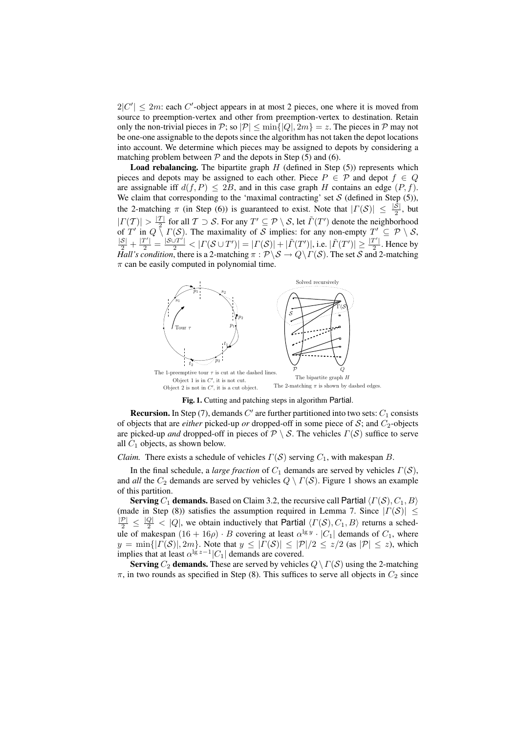$2|C'| \leq 2m$: each $C'$-object appears in at most 2 pieces, one where it is moved from source to preemption-vertex and other from preemption-vertex to destination. Retain only the non-trivial pieces in $\mathcal{P}$; so $|\mathcal{P}| \leq \min\{|Q|, 2m\} = z$. The pieces in $\mathcal{P}$ may not be one-one assignable to the depots since the algorithm has not taken the depot locations into account. We determine which pieces may be assigned to depots by considering a matching problem between $\mathcal{P}$ and the depots in Step (5) and (6).

**Load rebalancing.** The bipartite graph $H$ (defined in Step (5)) represents which pieces and depots may be assigned to each other. Piece $P \in \mathcal{P}$ and depot $f \in Q$ are assignable iff $d(f, P) \leq 2B$, and in this case graph $H$ contains an edge $(P, f)$. We claim that corresponding to the 'maximal contracting' set $\mathcal{S}$ (defined in Step (5)), the 2-matching $\pi$ (in Step (6)) is guaranteed to exist. Note that $|\Gamma(\mathcal{S})| \leq \frac{|\mathcal{S}|}{2}$, but $|\Gamma(\mathcal{T})| > \frac{|\mathcal{T}|}{2}$ for all $\mathcal{T} \supset \mathcal{S}$. For any $T' \subseteq \mathcal{P} \setminus \mathcal{S}$, let $\tilde{\Gamma}(T')$ denote the neighborhood of $T'$ in $Q \setminus \Gamma(\mathcal{S})$. The maximality of $\mathcal{S}$ implies: for any non-empty $T' \subseteq \mathcal{P} \setminus \mathcal{S}$, $\frac{|\mathcal{S}|}{2} + \frac{|T'|}{2} = \frac{|\mathcal{S} \cup T'|}{2} < |\Gamma(\mathcal{S} \cup T')| = |\Gamma(\mathcal{S})| + |\tilde{\Gamma}(T')|$, i.e. $|\tilde{\Gamma}(T')| \geq \frac{|T'|}{2}$. Hence by *Hall's condition*, there is a 2-matching $\pi : \mathcal{P} \setminus \mathcal{S} \to Q \setminus \Gamma(\mathcal{S})$. The set $\mathcal{S}$ and 2-matching $\pi$ can be easily computed in polynomial time.

The 1-preemptive tour $\tau$ is cut at the dashed lines.
Object 1 is in $C'$, it is not cut.
Object 2 is not in $C'$, it is a cut object.

The bipartite graph $H$
The 2-matching $\pi$ is shown by dashed edges.

**Fig. 1.** Cutting and patching steps in algorithm Partial.

**Recursion.** In Step (7), demands $C'$ are further partitioned into two sets: $C_1$ consists of objects that are *either* picked-up *or* dropped-off in some piece of $\mathcal{S}$; and $C_2$-objects are picked-up *and* dropped-off in pieces of $\mathcal{P} \setminus \mathcal{S}$. The vehicles $\Gamma(\mathcal{S})$ suffice to serve all $C_1$ objects, as shown below.

*Claim.* There exists a schedule of vehicles $\Gamma(\mathcal{S})$ serving $C_1$, with makespan $B$.

In the final schedule, a *large fraction* of $C_1$ demands are served by vehicles $\Gamma(\mathcal{S})$, and *all* the $C_2$ demands are served by vehicles $Q \setminus \Gamma(\mathcal{S})$. Figure 1 shows an example of this partition.

**Serving $C_1$ demands.** Based on Claim 3.2, the recursive call Partial $\langle \Gamma(\mathcal{S}), C_1, B \rangle$ (made in Step (8)) satisfies the assumption required in Lemma 7. Since $|\Gamma(\mathcal{S})| \leq \frac{|\mathcal{P}|}{2} \leq \frac{|Q|}{2} < |Q|$, we obtain inductively that Partial $\langle \Gamma(\mathcal{S}), C_1, B \rangle$ returns a schedule of makespan $(16 + 16\rho) \cdot B$ covering at least $\alpha^{\lg y} \cdot |C_1|$ demands of $C_1$, where $y = \min\{|\Gamma(\mathcal{S})|, 2m\}$. Note that $y \leq |\Gamma(\mathcal{S})| \leq |\mathcal{P}|/2 \leq z/2$ (as $|\mathcal{P}| \leq z$), which implies that at least $\alpha^{\lg z - 1}|C_1|$ demands are covered.

**Serving $C_2$ demands.** These are served by vehicles $Q \setminus \Gamma(\mathcal{S})$ using the 2-matching $\pi$, in two rounds as specified in Step (8). This suffices to serve all objects in $C_2$ since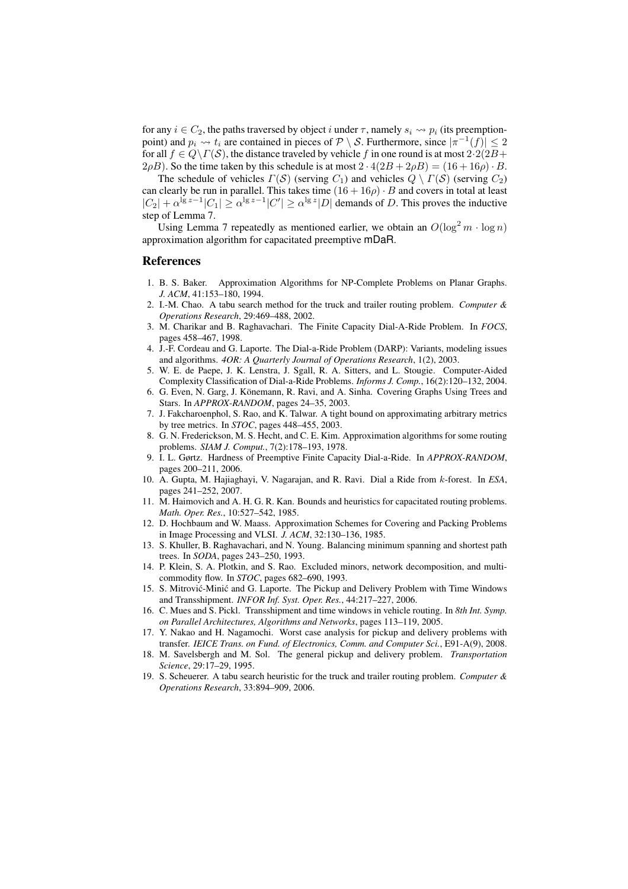for any $i \in C_2$, the paths traversed by object $i$ under $\tau$, namely $s_i \rightsquigarrow p_i$ (its preemption-point) and $p_i \rightsquigarrow t_i$ are contained in pieces of $\mathcal{P} \setminus \mathcal{S}$. Furthermore, since $|\pi^{-1}(f)| \leq 2$ for all $f \in Q \setminus \Gamma(\mathcal{S})$, the distance traveled by vehicle $f$ in one round is at most $2 \cdot 2(2B + 2\rho B)$. So the time taken by this schedule is at most $2 \cdot 4(2B + 2\rho B) = (16 + 16\rho) \cdot B$.

The schedule of vehicles $\Gamma(\mathcal{S})$ (serving $C_1$) and vehicles $Q \setminus \Gamma(\mathcal{S})$ (serving $C_2$) can clearly be run in parallel. This takes time $(16 + 16\rho) \cdot B$ and covers in total at least $|C_2| + \alpha^{\lg z - 1}|C_1| \geq \alpha^{\lg z - 1}|C'| \geq \alpha^{\lg z}|D|$ demands of $D$. This proves the inductive step of Lemma 7.

Using Lemma 7 repeatedly as mentioned earlier, we obtain an $O(\log^2 m \cdot \log n)$ approximation algorithm for capacitated preemptive mDaR.

## References

1. B. S. Baker. Approximation Algorithms for NP-Complete Problems on Planar Graphs. *J. ACM*, 41:153–180, 1994.
2. I.-M. Chao. A tabu search method for the truck and trailer routing problem. *Computer & Operations Research*, 29:469–488, 2002.
3. M. Charikar and B. Raghavachari. The Finite Capacity Dial-A-Ride Problem. In *FOCS*, pages 458–467, 1998.
4. J.-F. Cordeau and G. Laporte. The Dial-a-Ride Problem (DARP): Variants, modeling issues and algorithms. *4OR: A Quarterly Journal of Operations Research*, 1(2), 2003.
5. W. E. de Paepe, J. K. Lenstra, J. Sgall, R. A. Sitters, and L. Stougie. Computer-Aided Complexity Classification of Dial-a-Ride Problems. *Informs J. Comp.*, 16(2):120–132, 2004.
6. G. Even, N. Garg, J. Könemann, R. Ravi, and A. Sinha. Covering Graphs Using Trees and Stars. In *APPROX-RANDOM*, pages 24–35, 2003.
7. J. Fakcharoenphol, S. Rao, and K. Talwar. A tight bound on approximating arbitrary metrics by tree metrics. In *STOC*, pages 448–455, 2003.
8. G. N. Frederickson, M. S. Hecht, and C. E. Kim. Approximation algorithms for some routing problems. *SIAM J. Comput.*, 7(2):178–193, 1978.
9. I. L. Gørtz. Hardness of Preemptive Finite Capacity Dial-a-Ride. In *APPROX-RANDOM*, pages 200–211, 2006.
10. A. Gupta, M. Hajiaghayi, V. Nagarajan, and R. Ravi. Dial a Ride from $k$-forest. In *ESA*, pages 241–252, 2007.
11. M. Haimovich and A. H. G. R. Kan. Bounds and heuristics for capacitated routing problems. *Math. Oper. Res.*, 10:527–542, 1985.
12. D. Hochbaum and W. Maass. Approximation Schemes for Covering and Packing Problems in Image Processing and VLSI. *J. ACM*, 32:130–136, 1985.
13. S. Khuller, B. Raghavachari, and N. Young. Balancing minimum spanning and shortest path trees. In *SODA*, pages 243–250, 1993.
14. P. Klein, S. A. Plotkin, and S. Rao. Excluded minors, network decomposition, and multicommodity flow. In *STOC*, pages 682–690, 1993.
15. S. Mitrović-Minić and G. Laporte. The Pickup and Delivery Problem with Time Windows and Transshipment. *INFOR Inf. Syst. Oper. Res.*, 44:217–227, 2006.
16. C. Mues and S. Pickl. Transshipment and time windows in vehicle routing. In *8th Int. Symp. on Parallel Architectures, Algorithms and Networks*, pages 113–119, 2005.
17. Y. Nakao and H. Nagamochi. Worst case analysis for pickup and delivery problems with transfer. *IEICE Trans. on Fund. of Electronics, Comm. and Computer Sci.*, E91-A(9), 2008.
18. M. Savelsbergh and M. Sol. The general pickup and delivery problem. *Transportation Science*, 29:17–29, 1995.
19. S. Scheuerer. A tabu search heuristic for the truck and trailer routing problem. *Computer & Operations Research*, 33:894–909, 2006.